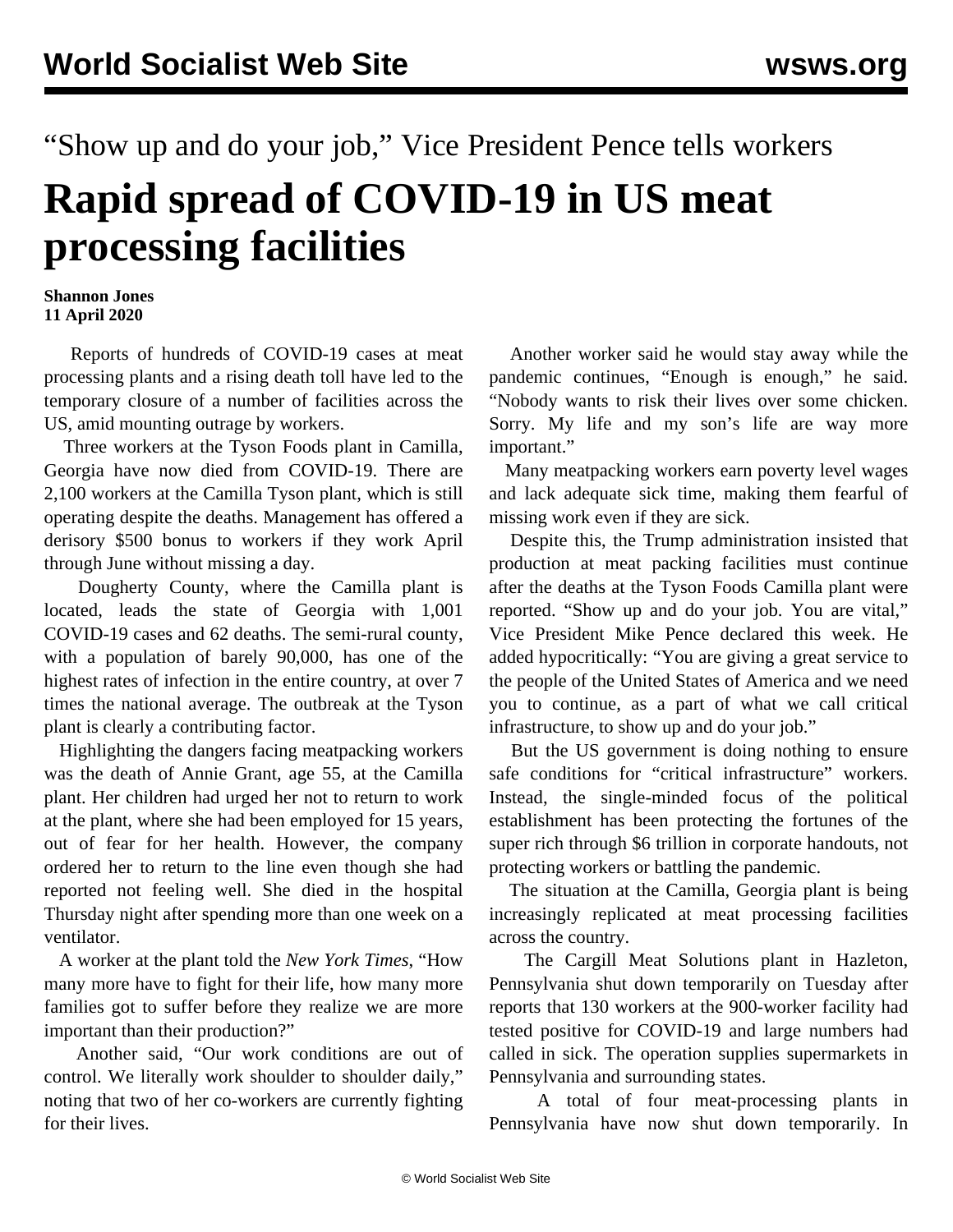“Show up and do your job,” Vice President Pence tells workers

# Rapid spread of COVID-19 in US meat processing facilities

**Shannon Jones**
**11 April 2020**

Reports of hundreds of COVID-19 cases at meat processing plants and a rising death toll have led to the temporary closure of a number of facilities across the US, amid mounting outrage by workers.

Three workers at the Tyson Foods plant in Camilla, Georgia have now died from COVID-19. There are 2,100 workers at the Camilla Tyson plant, which is still operating despite the deaths. Management has offered a derisory $500 bonus to workers if they work April through June without missing a day.

Dougherty County, where the Camilla plant is located, leads the state of Georgia with 1,001 COVID-19 cases and 62 deaths. The semi-rural county, with a population of barely 90,000, has one of the highest rates of infection in the entire country, at over 7 times the national average. The outbreak at the Tyson plant is clearly a contributing factor.

Highlighting the dangers facing meatpacking workers was the death of Annie Grant, age 55, at the Camilla plant. Her children had urged her not to return to work at the plant, where she had been employed for 15 years, out of fear for her health. However, the company ordered her to return to the line even though she had reported not feeling well. She died in the hospital Thursday night after spending more than one week on a ventilator.

A worker at the plant told the *New York Times*, “How many more have to fight for their life, how many more families got to suffer before they realize we are more important than their production?”

Another said, “Our work conditions are out of control. We literally work shoulder to shoulder daily,” noting that two of her co-workers are currently fighting for their lives.

Another worker said he would stay away while the pandemic continues, “Enough is enough,” he said. “Nobody wants to risk their lives over some chicken. Sorry. My life and my son’s life are way more important.”

Many meatpacking workers earn poverty level wages and lack adequate sick time, making them fearful of missing work even if they are sick.

Despite this, the Trump administration insisted that production at meat packing facilities must continue after the deaths at the Tyson Foods Camilla plant were reported. “Show up and do your job. You are vital,” Vice President Mike Pence declared this week. He added hypocritically: “You are giving a great service to the people of the United States of America and we need you to continue, as a part of what we call critical infrastructure, to show up and do your job.”

But the US government is doing nothing to ensure safe conditions for “critical infrastructure” workers. Instead, the single-minded focus of the political establishment has been protecting the fortunes of the super rich through $6 trillion in corporate handouts, not protecting workers or battling the pandemic.

The situation at the Camilla, Georgia plant is being increasingly replicated at meat processing facilities across the country.

The Cargill Meat Solutions plant in Hazleton, Pennsylvania shut down temporarily on Tuesday after reports that 130 workers at the 900-worker facility had tested positive for COVID-19 and large numbers had called in sick. The operation supplies supermarkets in Pennsylvania and surrounding states.

A total of four meat-processing plants in Pennsylvania have now shut down temporarily. In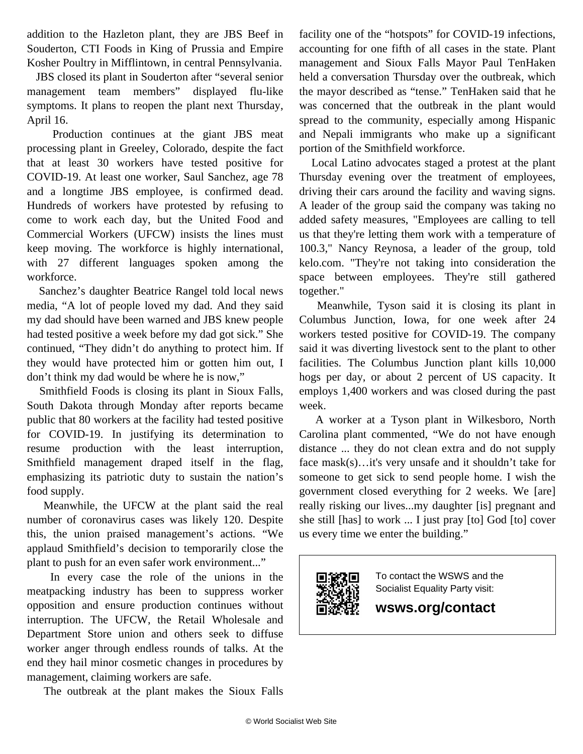addition to the Hazleton plant, they are JBS Beef in Souderton, CTI Foods in King of Prussia and Empire Kosher Poultry in Mifflintown, in central Pennsylvania.

JBS closed its plant in Souderton after "several senior management team members" displayed flu-like symptoms. It plans to reopen the plant next Thursday, April 16.

Production continues at the giant JBS meat processing plant in Greeley, Colorado, despite the fact that at least 30 workers have tested positive for COVID-19. At least one worker, Saul Sanchez, age 78 and a longtime JBS employee, is confirmed dead. Hundreds of workers have protested by refusing to come to work each day, but the United Food and Commercial Workers (UFCW) insists the lines must keep moving. The workforce is highly international, with 27 different languages spoken among the workforce.

Sanchez's daughter Beatrice Rangel told local news media, "A lot of people loved my dad. And they said my dad should have been warned and JBS knew people had tested positive a week before my dad got sick." She continued, "They didn't do anything to protect him. If they would have protected him or gotten him out, I don't think my dad would be where he is now,"

Smithfield Foods is closing its plant in Sioux Falls, South Dakota through Monday after reports became public that 80 workers at the facility had tested positive for COVID-19. In justifying its determination to resume production with the least interruption, Smithfield management draped itself in the flag, emphasizing its patriotic duty to sustain the nation's food supply.

Meanwhile, the UFCW at the plant said the real number of coronavirus cases was likely 120. Despite this, the union praised management's actions. "We applaud Smithfield's decision to temporarily close the plant to push for an even safer work environment..."

In every case the role of the unions in the meatpacking industry has been to suppress worker opposition and ensure production continues without interruption. The UFCW, the Retail Wholesale and Department Store union and others seek to diffuse worker anger through endless rounds of talks. At the end they hail minor cosmetic changes in procedures by management, claiming workers are safe.

The outbreak at the plant makes the Sioux Falls facility one of the "hotspots" for COVID-19 infections, accounting for one fifth of all cases in the state. Plant management and Sioux Falls Mayor Paul TenHaken held a conversation Thursday over the outbreak, which the mayor described as "tense." TenHaken said that he was concerned that the outbreak in the plant would spread to the community, especially among Hispanic and Nepali immigrants who make up a significant portion of the Smithfield workforce.

Local Latino advocates staged a protest at the plant Thursday evening over the treatment of employees, driving their cars around the facility and waving signs. A leader of the group said the company was taking no added safety measures, "Employees are calling to tell us that they're letting them work with a temperature of 100.3," Nancy Reynosa, a leader of the group, told kelo.com. "They're not taking into consideration the space between employees. They're still gathered together."

Meanwhile, Tyson said it is closing its plant in Columbus Junction, Iowa, for one week after 24 workers tested positive for COVID-19. The company said it was diverting livestock sent to the plant to other facilities. The Columbus Junction plant kills 10,000 hogs per day, or about 2 percent of US capacity. It employs 1,400 workers and was closed during the past week.

A worker at a Tyson plant in Wilkesboro, North Carolina plant commented, "We do not have enough distance ... they do not clean extra and do not supply face mask(s)…it's very unsafe and it shouldn't take for someone to get sick to send people home. I wish the government closed everything for 2 weeks. We [are] really risking our lives...my daughter [is] pregnant and she still [has] to work ... I just pray [to] God [to] cover us every time we enter the building."

To contact the WSWS and the Socialist Equality Party visit:

**wsws.org/contact**